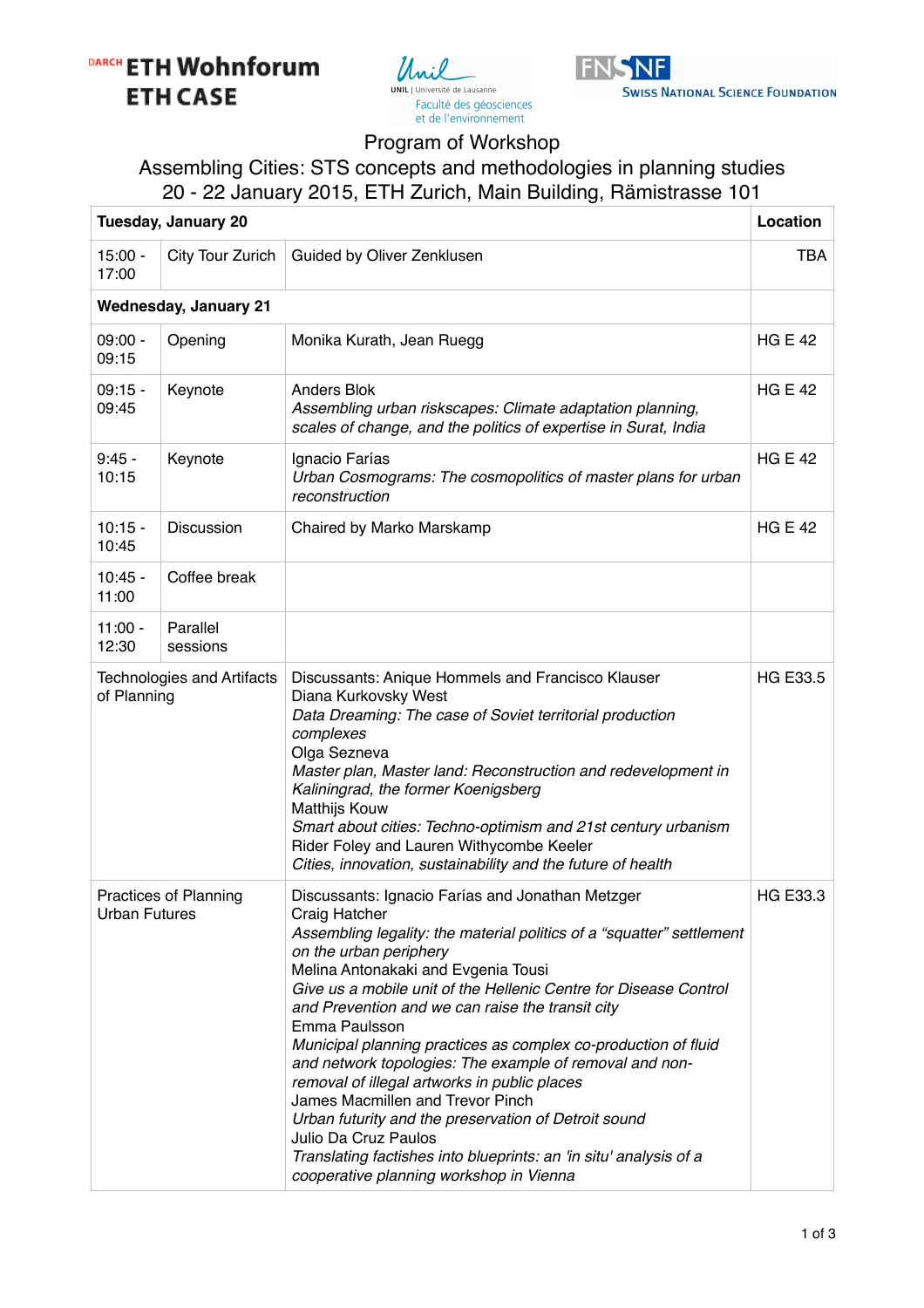DARCH **ETH Wohnforum**
**ETH CASE**

Unil | Université de Lausanne
Faculté des géosciences et de l'environnement

FNSNF
Swiss National Science Foundation

# Program of Workshop
## Assembling Cities: STS concepts and methodologies in planning studies
### 20 - 22 January 2015, ETH Zurich, Main Building, Rämistrasse 101

| **Tuesday, January 20** | | | **Location** |
|---|---|---|---|
| 15:00 - 17:00 | City Tour Zurich | Guided by Oliver Zenklusen | TBA |
| **Wednesday, January 21** | | | |
| 09:00 - 09:15 | Opening | Monika Kurath, Jean Ruegg | HG E 42 |
| 09:15 - 09:45 | Keynote | Anders Blok<br>*Assembling urban riskscapes: Climate adaptation planning, scales of change, and the politics of expertise in Surat, India* | HG E 42 |
| 9:45 - 10:15 | Keynote | Ignacio Farías<br>*Urban Cosmograms: The cosmopolitics of master plans for urban reconstruction* | HG E 42 |
| 10:15 - 10:45 | Discussion | Chaired by Marko Marskamp | HG E 42 |
| 10:45 - 11:00 | Coffee break | | |
| 11:00 - 12:30 | Parallel sessions | | |
| Technologies and Artifacts of Planning | | Discussants: Anique Hommels and Francisco Klauser<br>Diana Kurkovsky West<br>*Data Dreaming: The case of Soviet territorial production complexes*<br>Olga Sezneva<br>*Master plan, Master land: Reconstruction and redevelopment in Kaliningrad, the former Koenigsberg*<br>Matthijs Kouw<br>*Smart about cities: Techno-optimism and 21st century urbanism*<br>Rider Foley and Lauren Withycombe Keeler<br>*Cities, innovation, sustainability and the future of health* | HG E33.5 |
| Practices of Planning Urban Futures | | Discussants: Ignacio Farías and Jonathan Metzger<br>Craig Hatcher<br>*Assembling legality: the material politics of a "squatter" settlement on the urban periphery*<br>Melina Antonakaki and Evgenia Tousi<br>*Give us a mobile unit of the Hellenic Centre for Disease Control and Prevention and we can raise the transit city*<br>Emma Paulsson<br>*Municipal planning practices as complex co-production of fluid and network topologies: The example of removal and non-removal of illegal artworks in public places*<br>James Macmillen and Trevor Pinch<br>*Urban futurity and the preservation of Detroit sound*<br>Julio Da Cruz Paulos<br>*Translating factishes into blueprints: an 'in situ' analysis of a cooperative planning workshop in Vienna* | HG E33.3 |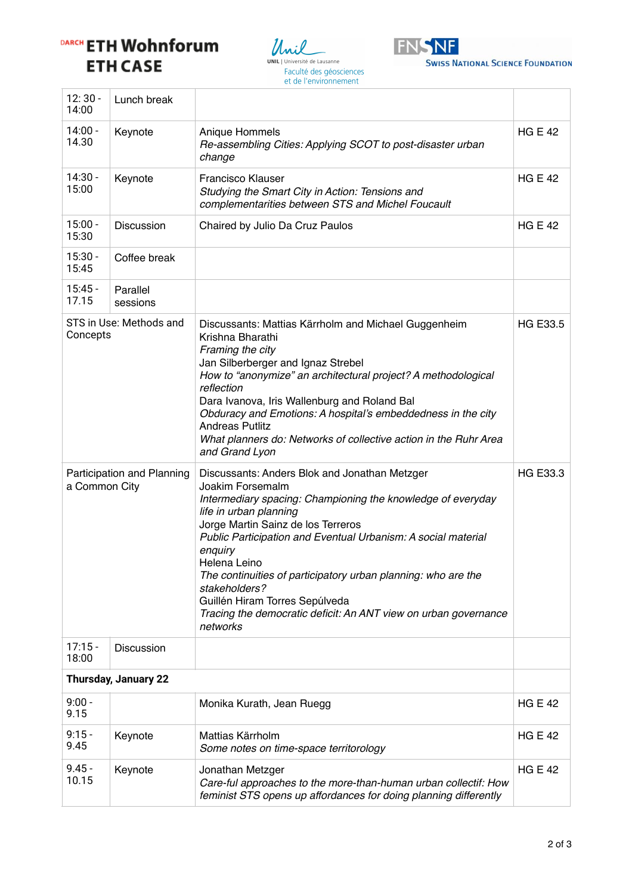DARCH ETH Wohnforum ETH CASE

Unil | Université de Lausanne Faculté des géosciences et de l'environnement

FNSNF Swiss National Science Foundation

| | | | |
|---|---|---|---|
| 12: 30 - 14:00 | Lunch break | | |
| 14:00 - 14.30 | Keynote | Anique Hommels<br>*Re-assembling Cities: Applying SCOT to post-disaster urban change* | HG E 42 |
| 14:30 - 15:00 | Keynote | Francisco Klauser<br>*Studying the Smart City in Action: Tensions and complementarities between STS and Michel Foucault* | HG E 42 |
| 15:00 - 15:30 | Discussion | Chaired by Julio Da Cruz Paulos | HG E 42 |
| 15:30 - 15:45 | Coffee break | | |
| 15:45 - 17.15 | Parallel sessions | | |
| STS in Use: Methods and Concepts | | Discussants: Mattias Kärrholm and Michael Guggenheim<br>Krishna Bharathi<br>*Framing the city*<br>Jan Silberberger and Ignaz Strebel<br>*How to "anonymize" an architectural project? A methodological reflection*<br>Dara Ivanova, Iris Wallenburg and Roland Bal<br>*Obduracy and Emotions: A hospital's embeddedness in the city*<br>Andreas Putlitz<br>*What planners do: Networks of collective action in the Ruhr Area and Grand Lyon* | HG E33.5 |
| Participation and Planning a Common City | | Discussants: Anders Blok and Jonathan Metzger<br>Joakim Forsemalm<br>*Intermediary spacing: Championing the knowledge of everyday life in urban planning*<br>Jorge Martin Sainz de los Terreros<br>*Public Participation and Eventual Urbanism: A social material enquiry*<br>Helena Leino<br>*The continuities of participatory urban planning: who are the stakeholders?*<br>Guillén Hiram Torres Sepúlveda<br>*Tracing the democratic deficit: An ANT view on urban governance networks* | HG E33.3 |
| 17:15 - 18:00 | Discussion | | |
| **Thursday, January 22** | | | |
| 9:00 - 9.15 | | Monika Kurath, Jean Ruegg | HG E 42 |
| 9:15 - 9.45 | Keynote | Mattias Kärrholm<br>*Some notes on time-space territorology* | HG E 42 |
| 9.45 - 10.15 | Keynote | Jonathan Metzger<br>*Care-ful approaches to the more-than-human urban collectif: How feminist STS opens up affordances for doing planning differently* | HG E 42 |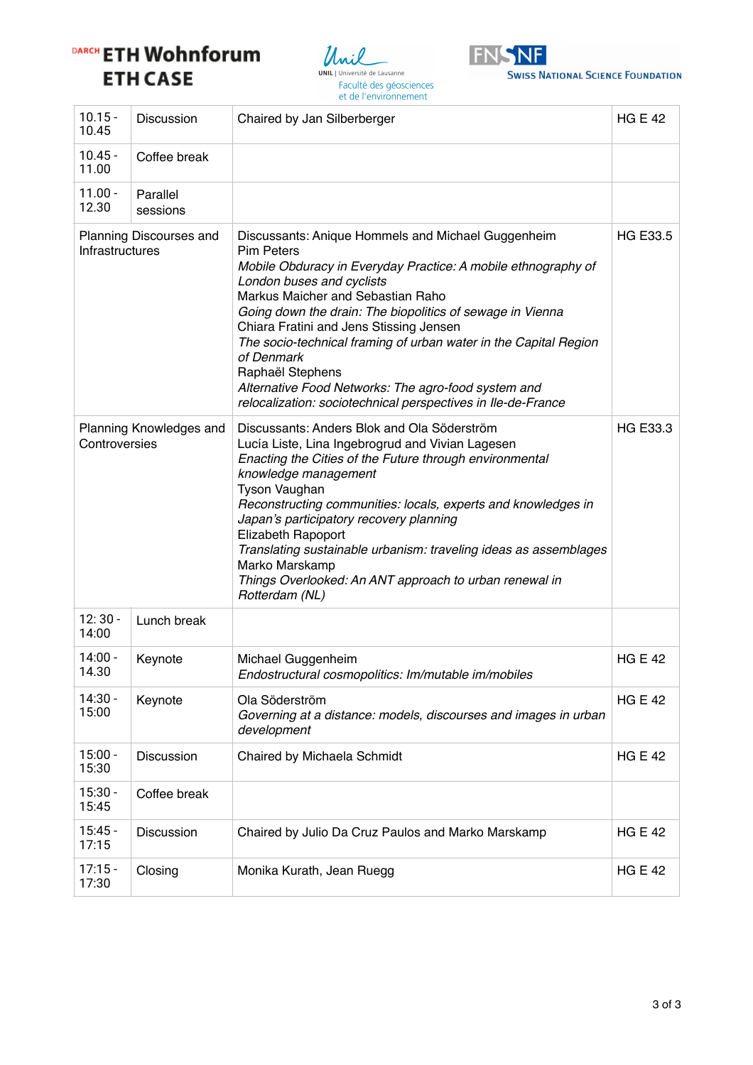| | | | |
|---|---|---|---|
| 10.15 - 10.45 | Discussion | Chaired by Jan Silberberger | HG E 42 |
| 10.45 - 11.00 | Coffee break | | |
| 11.00 - 12.30 | Parallel sessions | | |
| Planning Discourses and Infrastructures | | Discussants: Anique Hommels and Michael Guggenheim<br>Pim Peters<br>*Mobile Obduracy in Everyday Practice: A mobile ethnography of London buses and cyclists*<br>Markus Maicher and Sebastian Raho<br>*Going down the drain: The biopolitics of sewage in Vienna*<br>Chiara Fratini and Jens Stissing Jensen<br>*The socio-technical framing of urban water in the Capital Region of Denmark*<br>Raphaël Stephens<br>*Alternative Food Networks: The agro-food system and relocalization: sociotechnical perspectives in Ile-de-France* | HG E33.5 |
| Planning Knowledges and Controversies | | Discussants: Anders Blok and Ola Söderström<br>Lucía Liste, Lina Ingebrogrud and Vivian Lagesen<br>*Enacting the Cities of the Future through environmental knowledge management*<br>Tyson Vaughan<br>*Reconstructing communities: locals, experts and knowledges in Japan's participatory recovery planning*<br>Elizabeth Rapoport<br>*Translating sustainable urbanism: traveling ideas as assemblages*<br>Marko Marskamp<br>*Things Overlooked: An ANT approach to urban renewal in Rotterdam (NL)* | HG E33.3 |
| 12: 30 - 14:00 | Lunch break | | |
| 14:00 - 14.30 | Keynote | Michael Guggenheim<br>*Endostructural cosmopolitics: Im/mutable im/mobiles* | HG E 42 |
| 14:30 - 15:00 | Keynote | Ola Söderström<br>*Governing at a distance: models, discourses and images in urban development* | HG E 42 |
| 15:00 - 15:30 | Discussion | Chaired by Michaela Schmidt | HG E 42 |
| 15:30 - 15:45 | Coffee break | | |
| 15:45 - 17:15 | Discussion | Chaired by Julio Da Cruz Paulos and Marko Marskamp | HG E 42 |
| 17:15 - 17:30 | Closing | Monika Kurath, Jean Ruegg | HG E 42 |